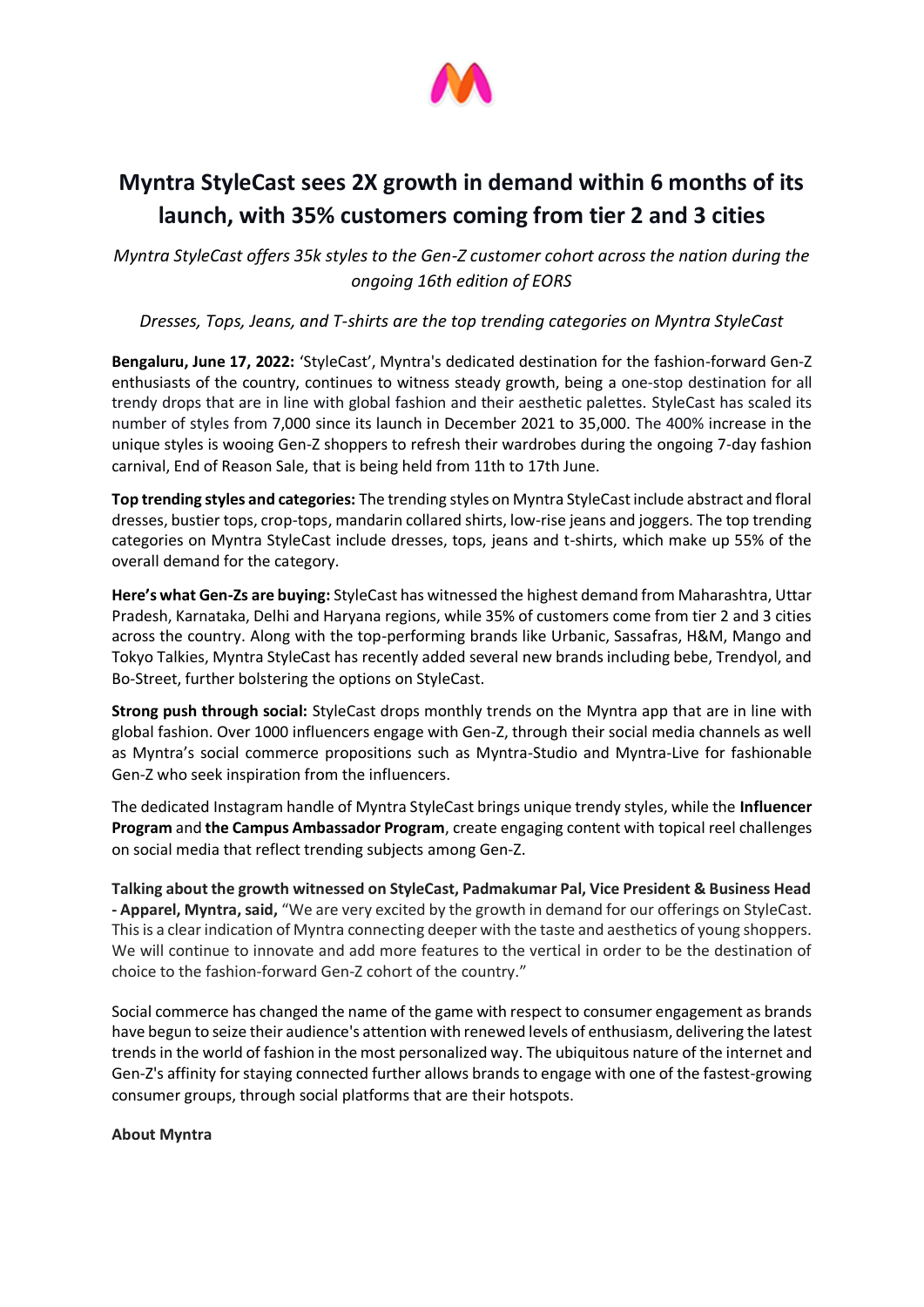# Myntra StyleCast sees 2X growth in demand within 6 months of its launch, with 35% customers coming from tier 2 and 3 cities

*Myntra StyleCast offers 35k styles to the Gen-Z customer cohort across the nation during the ongoing 16th edition of EORS*

*Dresses, Tops, Jeans, and T-shirts are the top trending categories on Myntra StyleCast*

**Bengaluru, June 17, 2022:** 'StyleCast', Myntra's dedicated destination for the fashion-forward Gen-Z enthusiasts of the country, continues to witness steady growth, being a one-stop destination for all trendy drops that are in line with global fashion and their aesthetic palettes. StyleCast has scaled its number of styles from 7,000 since its launch in December 2021 to 35,000. The 400% increase in the unique styles is wooing Gen-Z shoppers to refresh their wardrobes during the ongoing 7-day fashion carnival, End of Reason Sale, that is being held from 11th to 17th June.

**Top trending styles and categories:** The trending styles on Myntra StyleCast include abstract and floral dresses, bustier tops, crop-tops, mandarin collared shirts, low-rise jeans and joggers. The top trending categories on Myntra StyleCast include dresses, tops, jeans and t-shirts, which make up 55% of the overall demand for the category.

**Here's what Gen-Zs are buying:** StyleCast has witnessed the highest demand from Maharashtra, Uttar Pradesh, Karnataka, Delhi and Haryana regions, while 35% of customers come from tier 2 and 3 cities across the country. Along with the top-performing brands like Urbanic, Sassafras, H&M, Mango and Tokyo Talkies, Myntra StyleCast has recently added several new brands including bebe, Trendyol, and Bo-Street, further bolstering the options on StyleCast.

**Strong push through social:** StyleCast drops monthly trends on the Myntra app that are in line with global fashion. Over 1000 influencers engage with Gen-Z, through their social media channels as well as Myntra's social commerce propositions such as Myntra-Studio and Myntra-Live for fashionable Gen-Z who seek inspiration from the influencers.

The dedicated Instagram handle of Myntra StyleCast brings unique trendy styles, while the **Influencer Program** and **the Campus Ambassador Program**, create engaging content with topical reel challenges on social media that reflect trending subjects among Gen-Z.

**Talking about the growth witnessed on StyleCast, Padmakumar Pal, Vice President & Business Head - Apparel, Myntra, said,** "We are very excited by the growth in demand for our offerings on StyleCast. This is a clear indication of Myntra connecting deeper with the taste and aesthetics of young shoppers. We will continue to innovate and add more features to the vertical in order to be the destination of choice to the fashion-forward Gen-Z cohort of the country."

Social commerce has changed the name of the game with respect to consumer engagement as brands have begun to seize their audience's attention with renewed levels of enthusiasm, delivering the latest trends in the world of fashion in the most personalized way. The ubiquitous nature of the internet and Gen-Z's affinity for staying connected further allows brands to engage with one of the fastest-growing consumer groups, through social platforms that are their hotspots.

**About Myntra**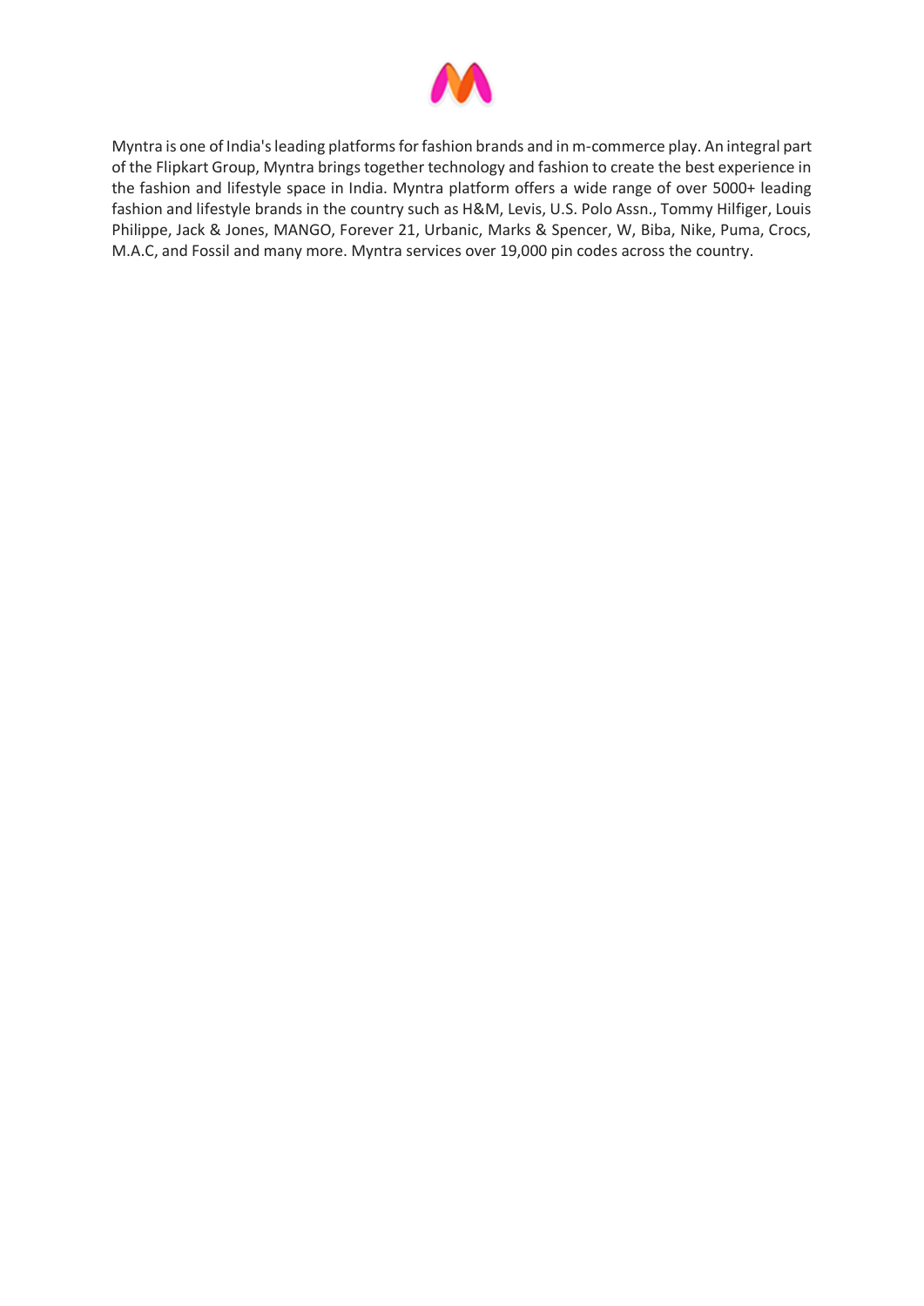Myntra is one of India's leading platforms for fashion brands and in m-commerce play. An integral part of the Flipkart Group, Myntra brings together technology and fashion to create the best experience in the fashion and lifestyle space in India. Myntra platform offers a wide range of over 5000+ leading fashion and lifestyle brands in the country such as H&M, Levis, U.S. Polo Assn., Tommy Hilfiger, Louis Philippe, Jack & Jones, MANGO, Forever 21, Urbanic, Marks & Spencer, W, Biba, Nike, Puma, Crocs, M.A.C, and Fossil and many more. Myntra services over 19,000 pin codes across the country.